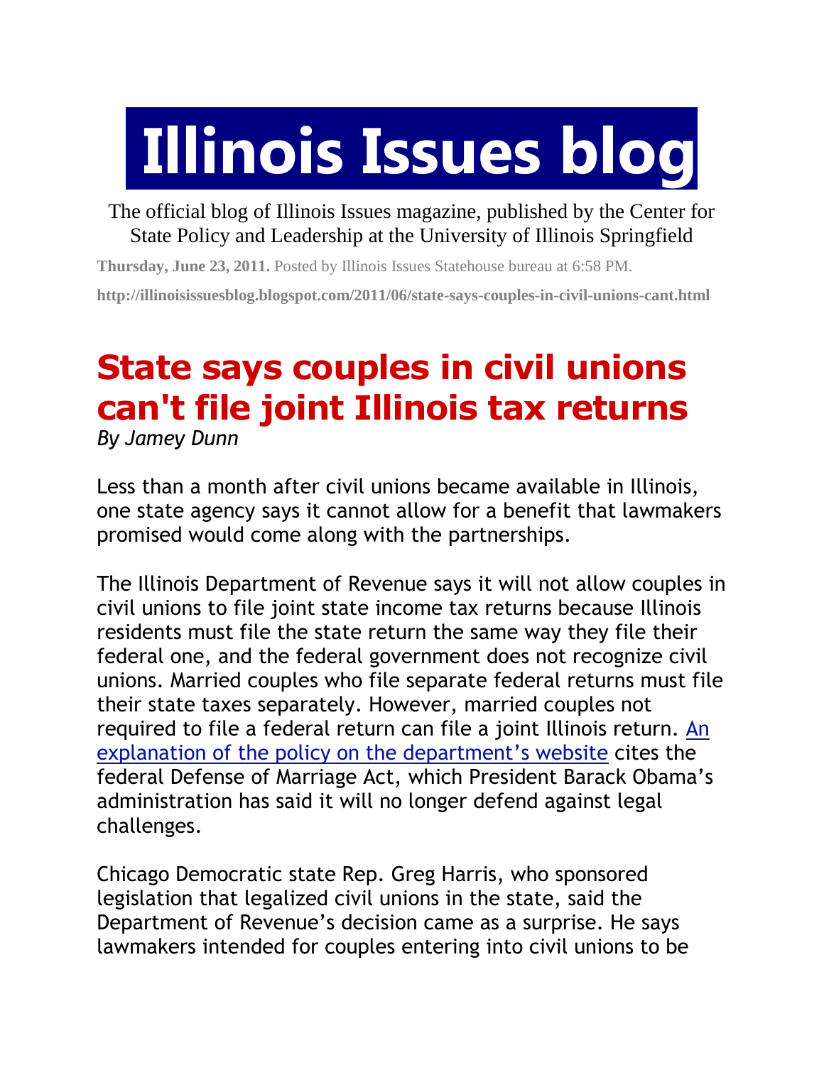# Illinois Issues blog

The official blog of Illinois Issues magazine, published by the Center for State Policy and Leadership at the University of Illinois Springfield

**Thursday, June 23, 2011.** Posted by Illinois Issues Statehouse bureau at 6:58 PM.

**http://illinoisissuesblog.blogspot.com/2011/06/state-says-couples-in-civil-unions-cant.html**

## State says couples in civil unions can't file joint Illinois tax returns

*By Jamey Dunn*

Less than a month after civil unions became available in Illinois, one state agency says it cannot allow for a benefit that lawmakers promised would come along with the partnerships.

The Illinois Department of Revenue says it will not allow couples in civil unions to file joint state income tax returns because Illinois residents must file the state return the same way they file their federal one, and the federal government does not recognize civil unions. Married couples who file separate federal returns must file their state taxes separately. However, married couples not required to file a federal return can file a joint Illinois return. An explanation of the policy on the department's website cites the federal Defense of Marriage Act, which President Barack Obama's administration has said it will no longer defend against legal challenges.

Chicago Democratic state Rep. Greg Harris, who sponsored legislation that legalized civil unions in the state, said the Department of Revenue's decision came as a surprise. He says lawmakers intended for couples entering into civil unions to be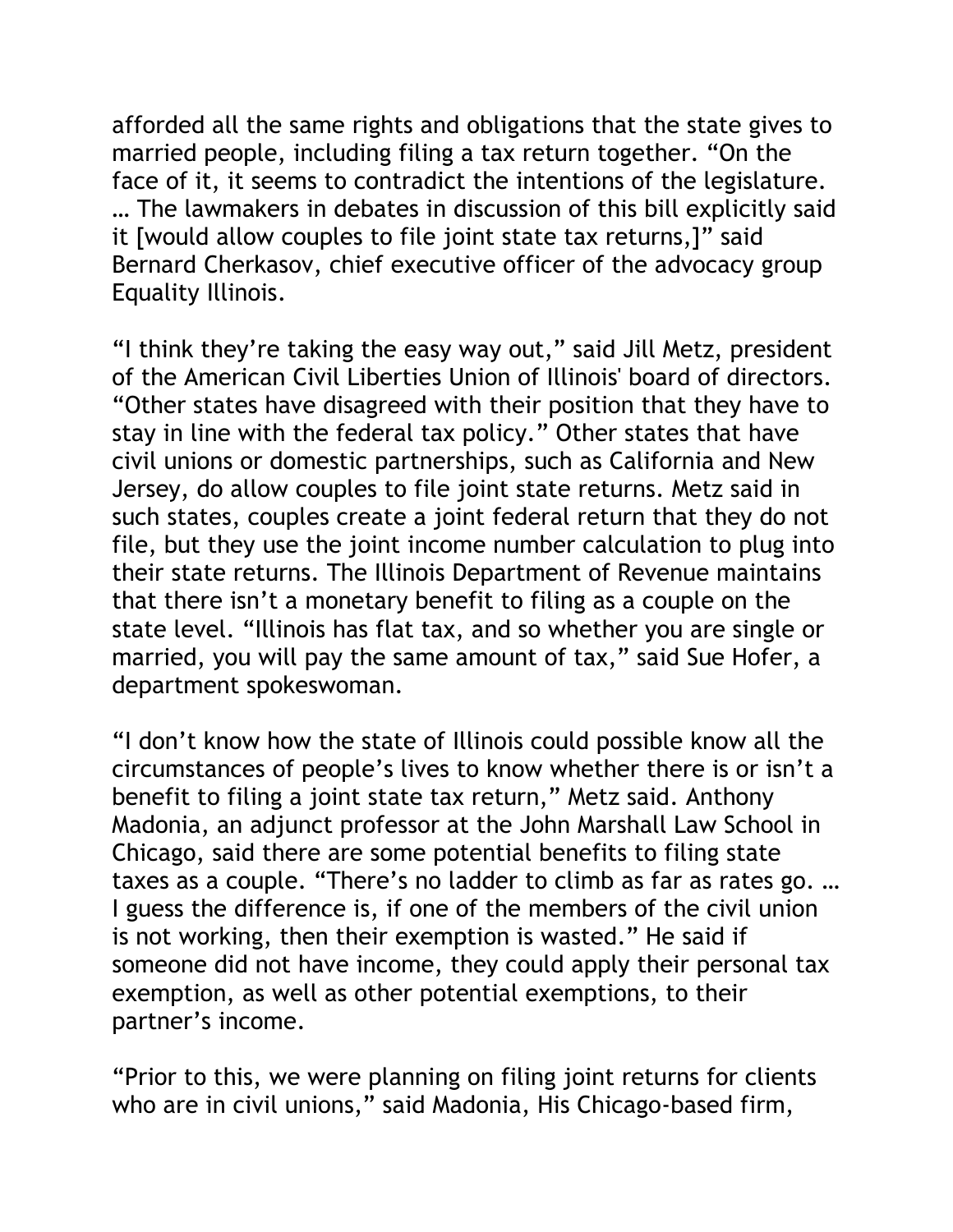afforded all the same rights and obligations that the state gives to married people, including filing a tax return together. "On the face of it, it seems to contradict the intentions of the legislature. … The lawmakers in debates in discussion of this bill explicitly said it [would allow couples to file joint state tax returns,]" said Bernard Cherkasov, chief executive officer of the advocacy group Equality Illinois.

"I think they're taking the easy way out," said Jill Metz, president of the American Civil Liberties Union of Illinois' board of directors. "Other states have disagreed with their position that they have to stay in line with the federal tax policy." Other states that have civil unions or domestic partnerships, such as California and New Jersey, do allow couples to file joint state returns. Metz said in such states, couples create a joint federal return that they do not file, but they use the joint income number calculation to plug into their state returns. The Illinois Department of Revenue maintains that there isn't a monetary benefit to filing as a couple on the state level. "Illinois has flat tax, and so whether you are single or married, you will pay the same amount of tax," said Sue Hofer, a department spokeswoman.

"I don't know how the state of Illinois could possible know all the circumstances of people's lives to know whether there is or isn't a benefit to filing a joint state tax return," Metz said. Anthony Madonia, an adjunct professor at the John Marshall Law School in Chicago, said there are some potential benefits to filing state taxes as a couple. "There's no ladder to climb as far as rates go. … I guess the difference is, if one of the members of the civil union is not working, then their exemption is wasted." He said if someone did not have income, they could apply their personal tax exemption, as well as other potential exemptions, to their partner's income.

"Prior to this, we were planning on filing joint returns for clients who are in civil unions," said Madonia, His Chicago-based firm,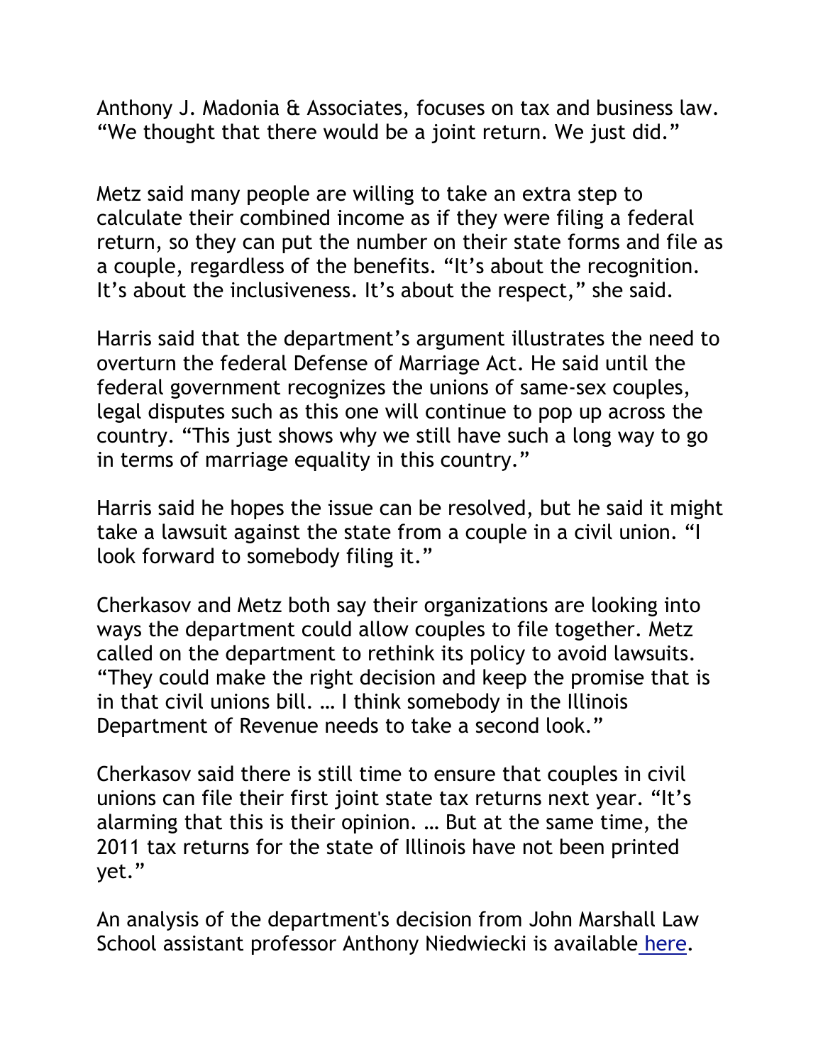Anthony J. Madonia & Associates, focuses on tax and business law. "We thought that there would be a joint return. We just did."

Metz said many people are willing to take an extra step to calculate their combined income as if they were filing a federal return, so they can put the number on their state forms and file as a couple, regardless of the benefits. "It's about the recognition. It's about the inclusiveness. It's about the respect," she said.

Harris said that the department's argument illustrates the need to overturn the federal Defense of Marriage Act. He said until the federal government recognizes the unions of same-sex couples, legal disputes such as this one will continue to pop up across the country. "This just shows why we still have such a long way to go in terms of marriage equality in this country."

Harris said he hopes the issue can be resolved, but he said it might take a lawsuit against the state from a couple in a civil union. "I look forward to somebody filing it."

Cherkasov and Metz both say their organizations are looking into ways the department could allow couples to file together. Metz called on the department to rethink its policy to avoid lawsuits. "They could make the right decision and keep the promise that is in that civil unions bill. … I think somebody in the Illinois Department of Revenue needs to take a second look."

Cherkasov said there is still time to ensure that couples in civil unions can file their first joint state tax returns next year. "It's alarming that this is their opinion. … But at the same time, the 2011 tax returns for the state of Illinois have not been printed yet."

An analysis of the department's decision from John Marshall Law School assistant professor Anthony Niedwiecki is available here.